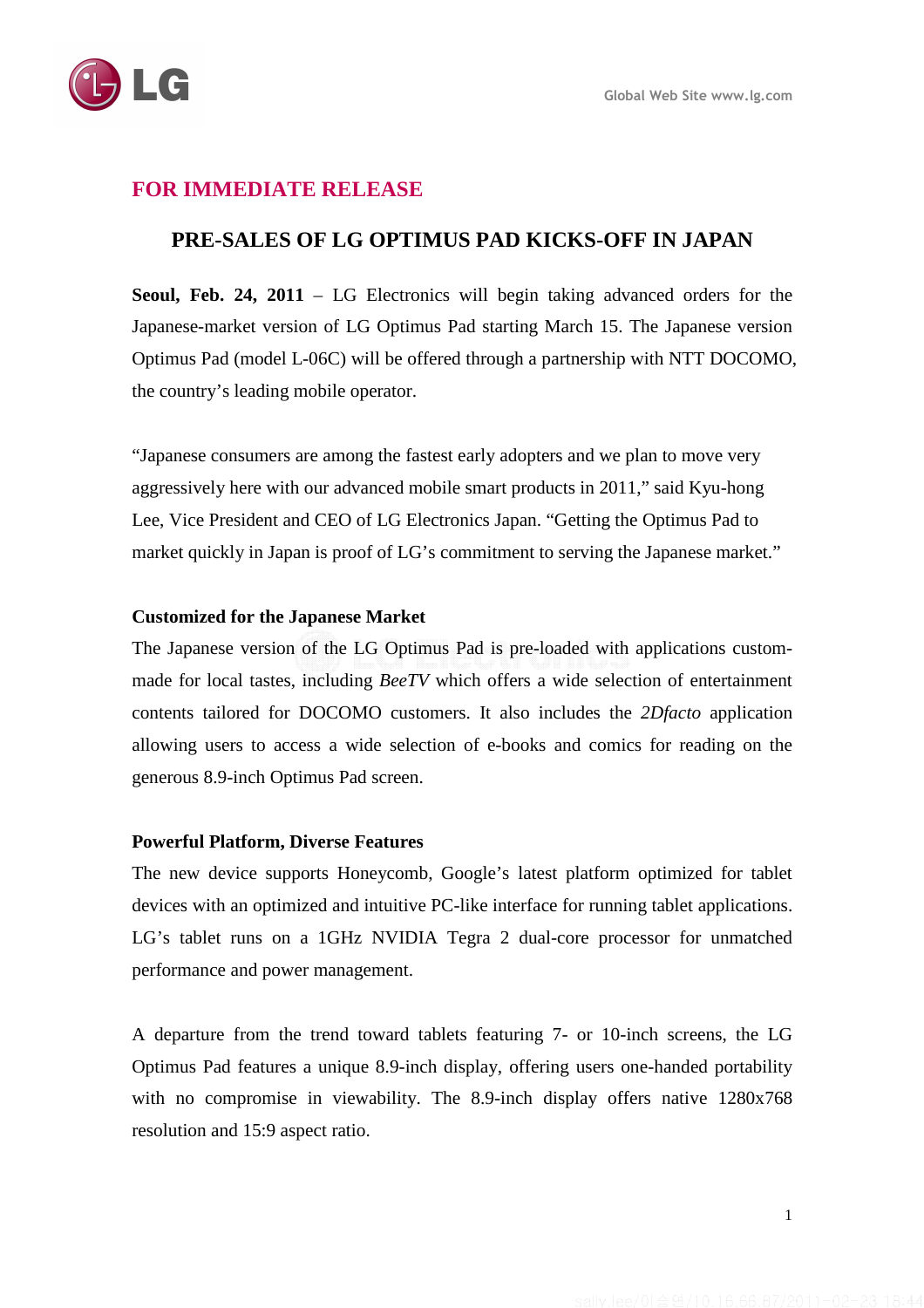**FOR IMMEDIATE RELEASE**

# PRE-SALES OF LG OPTIMUS PAD KICKS-OFF IN JAPAN

**Seoul, Feb. 24, 2011** – LG Electronics will begin taking advanced orders for the Japanese-market version of LG Optimus Pad starting March 15. The Japanese version Optimus Pad (model L-06C) will be offered through a partnership with NTT DOCOMO, the country's leading mobile operator.

"Japanese consumers are among the fastest early adopters and we plan to move very aggressively here with our advanced mobile smart products in 2011," said Kyu-hong Lee, Vice President and CEO of LG Electronics Japan. "Getting the Optimus Pad to market quickly in Japan is proof of LG's commitment to serving the Japanese market."

**Customized for the Japanese Market**

The Japanese version of the LG Optimus Pad is pre-loaded with applications custom-made for local tastes, including *BeeTV* which offers a wide selection of entertainment contents tailored for DOCOMO customers. It also includes the *2Dfacto* application allowing users to access a wide selection of e-books and comics for reading on the generous 8.9-inch Optimus Pad screen.

**Powerful Platform, Diverse Features**

The new device supports Honeycomb, Google's latest platform optimized for tablet devices with an optimized and intuitive PC-like interface for running tablet applications. LG's tablet runs on a 1GHz NVIDIA Tegra 2 dual-core processor for unmatched performance and power management.

A departure from the trend toward tablets featuring 7- or 10-inch screens, the LG Optimus Pad features a unique 8.9-inch display, offering users one-handed portability with no compromise in viewability. The 8.9-inch display offers native 1280x768 resolution and 15:9 aspect ratio.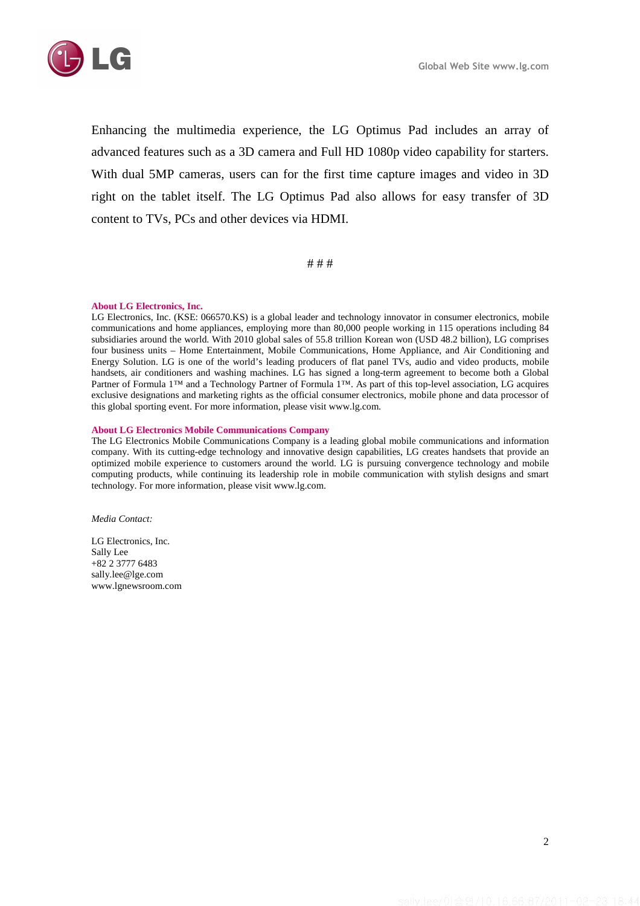Enhancing the multimedia experience, the LG Optimus Pad includes an array of advanced features such as a 3D camera and Full HD 1080p video capability for starters. With dual 5MP cameras, users can for the first time capture images and video in 3D right on the tablet itself. The LG Optimus Pad also allows for easy transfer of 3D content to TVs, PCs and other devices via HDMI.

# # #

**About LG Electronics, Inc.**

LG Electronics, Inc. (KSE: 066570.KS) is a global leader and technology innovator in consumer electronics, mobile communications and home appliances, employing more than 80,000 people working in 115 operations including 84 subsidiaries around the world. With 2010 global sales of 55.8 trillion Korean won (USD 48.2 billion), LG comprises four business units – Home Entertainment, Mobile Communications, Home Appliance, and Air Conditioning and Energy Solution. LG is one of the world's leading producers of flat panel TVs, audio and video products, mobile handsets, air conditioners and washing machines. LG has signed a long-term agreement to become both a Global Partner of Formula 1™ and a Technology Partner of Formula 1™. As part of this top-level association, LG acquires exclusive designations and marketing rights as the official consumer electronics, mobile phone and data processor of this global sporting event. For more information, please visit www.lg.com.

**About LG Electronics Mobile Communications Company**

The LG Electronics Mobile Communications Company is a leading global mobile communications and information company. With its cutting-edge technology and innovative design capabilities, LG creates handsets that provide an optimized mobile experience to customers around the world. LG is pursuing convergence technology and mobile computing products, while continuing its leadership role in mobile communication with stylish designs and smart technology. For more information, please visit www.lg.com.

*Media Contact:*

LG Electronics, Inc.
Sally Lee
+82 2 3777 6483
sally.lee@lge.com
www.lgnewsroom.com